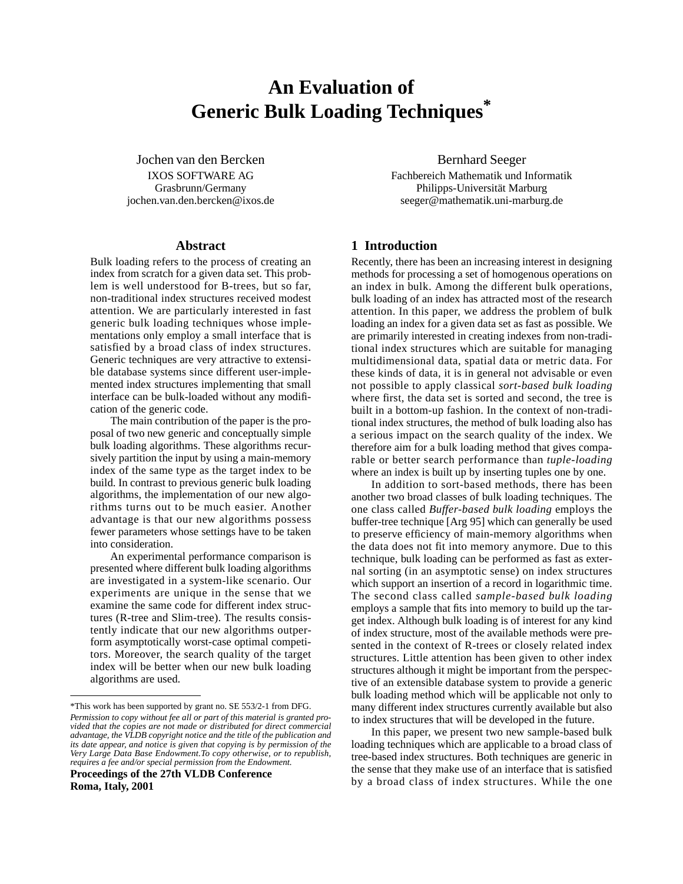# An Evaluation of Generic Bulk Loading Techniques*

Jochen van den Bercken
IXOS SOFTWARE AG
Grasbrunn/Germany
jochen.van.den.bercken@ixos.de

Bernhard Seeger
Fachbereich Mathematik und Informatik
Philipps-Universität Marburg
seeger@mathematik.uni-marburg.de

## Abstract

Bulk loading refers to the process of creating an index from scratch for a given data set. This problem is well understood for B-trees, but so far, non-traditional index structures received modest attention. We are particularly interested in fast generic bulk loading techniques whose implementations only employ a small interface that is satisfied by a broad class of index structures. Generic techniques are very attractive to extensible database systems since different user-implemented index structures implementing that small interface can be bulk-loaded without any modification of the generic code.

The main contribution of the paper is the proposal of two new generic and conceptually simple bulk loading algorithms. These algorithms recursively partition the input by using a main-memory index of the same type as the target index to be build. In contrast to previous generic bulk loading algorithms, the implementation of our new algorithms turns out to be much easier. Another advantage is that our new algorithms possess fewer parameters whose settings have to be taken into consideration.

An experimental performance comparison is presented where different bulk loading algorithms are investigated in a system-like scenario. Our experiments are unique in the sense that we examine the same code for different index structures (R-tree and Slim-tree). The results consistently indicate that our new algorithms outperform asymptotically worst-case optimal competitors. Moreover, the search quality of the target index will be better when our new bulk loading algorithms are used.

*This work has been supported by grant no. SE 553/2-1 from DFG.

*Permission to copy without fee all or part of this material is granted provided that the copies are not made or distributed for direct commercial advantage, the VLDB copyright notice and the title of the publication and its date appear, and notice is given that copying is by permission of the Very Large Data Base Endowment.To copy otherwise, or to republish, requires a fee and/or special permission from the Endowment.*

**Proceedings of the 27th VLDB Conference
Roma, Italy, 2001**

## 1 Introduction

Recently, there has been an increasing interest in designing methods for processing a set of homogenous operations on an index in bulk. Among the different bulk operations, bulk loading of an index has attracted most of the research attention. In this paper, we address the problem of bulk loading an index for a given data set as fast as possible. We are primarily interested in creating indexes from non-traditional index structures which are suitable for managing multidimensional data, spatial data or metric data. For these kinds of data, it is in general not advisable or even not possible to apply classical *sort-based bulk loading* where first, the data set is sorted and second, the tree is built in a bottom-up fashion. In the context of non-traditional index structures, the method of bulk loading also has a serious impact on the search quality of the index. We therefore aim for a bulk loading method that gives comparable or better search performance than *tuple-loading* where an index is built up by inserting tuples one by one.

In addition to sort-based methods, there has been another two broad classes of bulk loading techniques. The one class called *Buffer-based bulk loading* employs the buffer-tree technique [Arg 95] which can generally be used to preserve efficiency of main-memory algorithms when the data does not fit into memory anymore. Due to this technique, bulk loading can be performed as fast as external sorting (in an asymptotic sense) on index structures which support an insertion of a record in logarithmic time. The second class called *sample-based bulk loading* employs a sample that fits into memory to build up the target index. Although bulk loading is of interest for any kind of index structure, most of the available methods were presented in the context of R-trees or closely related index structures. Little attention has been given to other index structures although it might be important from the perspective of an extensible database system to provide a generic bulk loading method which will be applicable not only to many different index structures currently available but also to index structures that will be developed in the future.

In this paper, we present two new sample-based bulk loading techniques which are applicable to a broad class of tree-based index structures. Both techniques are generic in the sense that they make use of an interface that is satisfied by a broad class of index structures. While the one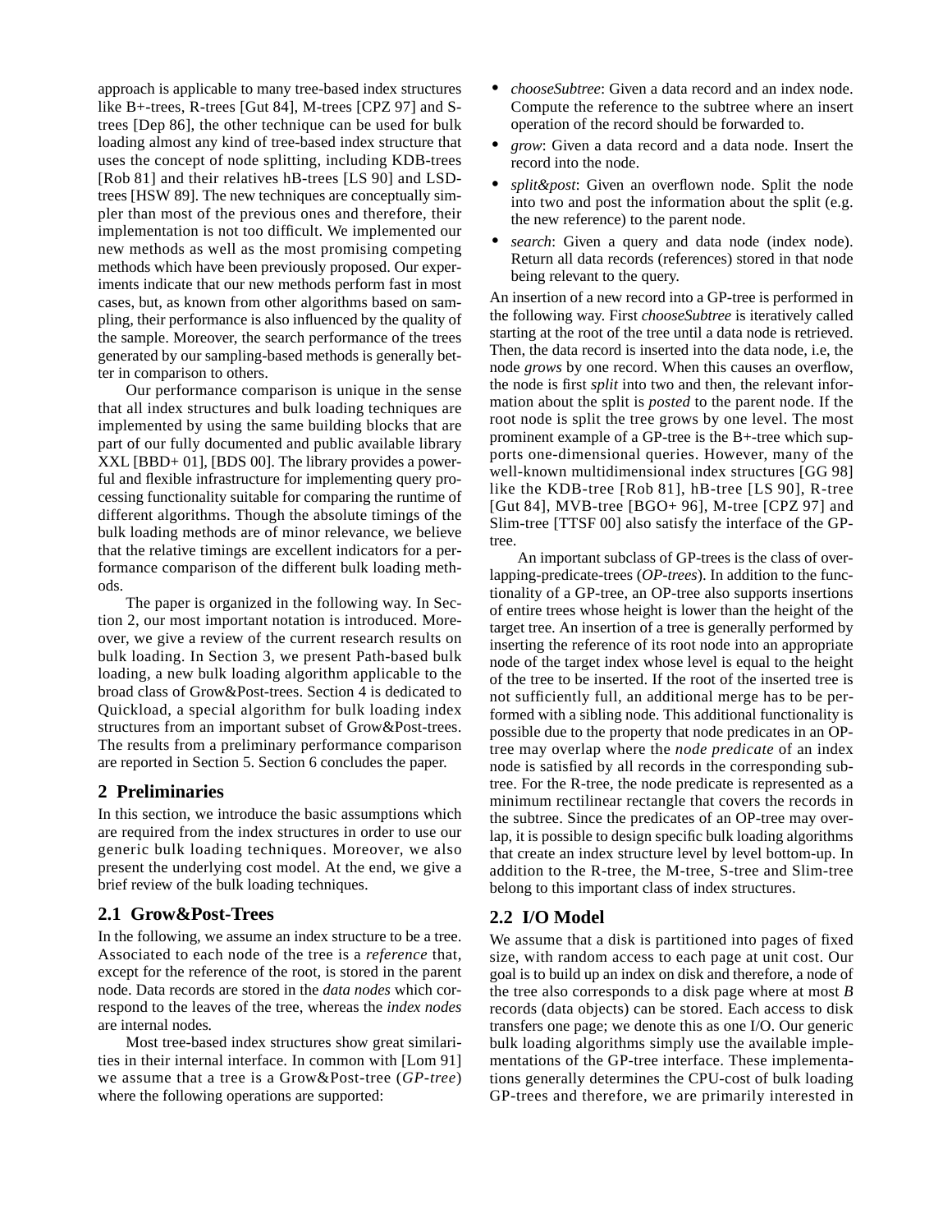approach is applicable to many tree-based index structures like B+-trees, R-trees [Gut 84], M-trees [CPZ 97] and S-trees [Dep 86], the other technique can be used for bulk loading almost any kind of tree-based index structure that uses the concept of node splitting, including KDB-trees [Rob 81] and their relatives hB-trees [LS 90] and LSD-trees [HSW 89]. The new techniques are conceptually simpler than most of the previous ones and therefore, their implementation is not too difficult. We implemented our new methods as well as the most promising competing methods which have been previously proposed. Our experiments indicate that our new methods perform fast in most cases, but, as known from other algorithms based on sampling, their performance is also influenced by the quality of the sample. Moreover, the search performance of the trees generated by our sampling-based methods is generally better in comparison to others.

Our performance comparison is unique in the sense that all index structures and bulk loading techniques are implemented by using the same building blocks that are part of our fully documented and public available library XXL [BBD+ 01], [BDS 00]. The library provides a powerful and flexible infrastructure for implementing query processing functionality suitable for comparing the runtime of different algorithms. Though the absolute timings of the bulk loading methods are of minor relevance, we believe that the relative timings are excellent indicators for a performance comparison of the different bulk loading methods.

The paper is organized in the following way. In Section 2, our most important notation is introduced. Moreover, we give a review of the current research results on bulk loading. In Section 3, we present Path-based bulk loading, a new bulk loading algorithm applicable to the broad class of Grow&Post-trees. Section 4 is dedicated to Quickload, a special algorithm for bulk loading index structures from an important subset of Grow&Post-trees. The results from a preliminary performance comparison are reported in Section 5. Section 6 concludes the paper.

## 2 Preliminaries

In this section, we introduce the basic assumptions which are required from the index structures in order to use our generic bulk loading techniques. Moreover, we also present the underlying cost model. At the end, we give a brief review of the bulk loading techniques.

### 2.1 Grow&Post-Trees

In the following, we assume an index structure to be a tree. Associated to each node of the tree is a *reference* that, except for the reference of the root, is stored in the parent node. Data records are stored in the *data nodes* which correspond to the leaves of the tree, whereas the *index nodes* are internal nodes.

Most tree-based index structures show great similarities in their internal interface. In common with [Lom 91] we assume that a tree is a Grow&Post-tree (*GP-tree*) where the following operations are supported:

- *chooseSubtree*: Given a data record and an index node. Compute the reference to the subtree where an insert operation of the record should be forwarded to.
- *grow*: Given a data record and a data node. Insert the record into the node.
- *split&post*: Given an overflown node. Split the node into two and post the information about the split (e.g. the new reference) to the parent node.
- *search*: Given a query and data node (index node). Return all data records (references) stored in that node being relevant to the query.

An insertion of a new record into a GP-tree is performed in the following way. First *chooseSubtree* is iteratively called starting at the root of the tree until a data node is retrieved. Then, the data record is inserted into the data node, i.e, the node *grows* by one record. When this causes an overflow, the node is first *split* into two and then, the relevant information about the split is *posted* to the parent node. If the root node is split the tree grows by one level. The most prominent example of a GP-tree is the B+-tree which supports one-dimensional queries. However, many of the well-known multidimensional index structures [GG 98] like the KDB-tree [Rob 81], hB-tree [LS 90], R-tree [Gut 84], MVB-tree [BGO+ 96], M-tree [CPZ 97] and Slim-tree [TTSF 00] also satisfy the interface of the GP-tree.

An important subclass of GP-trees is the class of overlapping-predicate-trees (*OP-trees*). In addition to the functionality of a GP-tree, an OP-tree also supports insertions of entire trees whose height is lower than the height of the target tree. An insertion of a tree is generally performed by inserting the reference of its root node into an appropriate node of the target index whose level is equal to the height of the tree to be inserted. If the root of the inserted tree is not sufficiently full, an additional merge has to be performed with a sibling node. This additional functionality is possible due to the property that node predicates in an OP-tree may overlap where the *node predicate* of an index node is satisfied by all records in the corresponding subtree. For the R-tree, the node predicate is represented as a minimum rectilinear rectangle that covers the records in the subtree. Since the predicates of an OP-tree may overlap, it is possible to design specific bulk loading algorithms that create an index structure level by level bottom-up. In addition to the R-tree, the M-tree, S-tree and Slim-tree belong to this important class of index structures.

### 2.2 I/O Model

We assume that a disk is partitioned into pages of fixed size, with random access to each page at unit cost. Our goal is to build up an index on disk and therefore, a node of the tree also corresponds to a disk page where at most $B$ records (data objects) can be stored. Each access to disk transfers one page; we denote this as one I/O. Our generic bulk loading algorithms simply use the available implementations of the GP-tree interface. These implementations generally determines the CPU-cost of bulk loading GP-trees and therefore, we are primarily interested in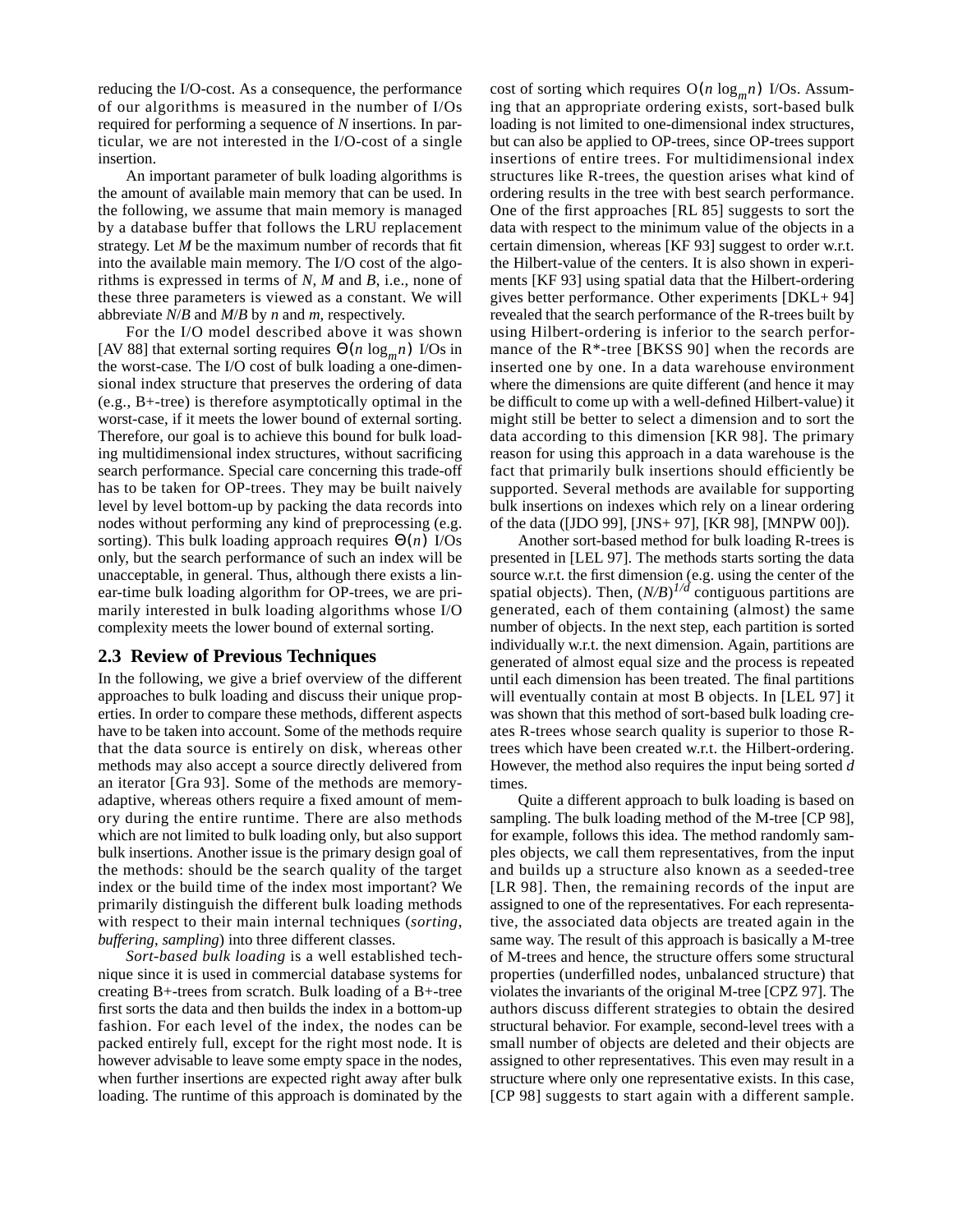reducing the I/O-cost. As a consequence, the performance of our algorithms is measured in the number of I/Os required for performing a sequence of $N$ insertions. In particular, we are not interested in the I/O-cost of a single insertion.

An important parameter of bulk loading algorithms is the amount of available main memory that can be used. In the following, we assume that main memory is managed by a database buffer that follows the LRU replacement strategy. Let $M$ be the maximum number of records that fit into the available main memory. The I/O cost of the algorithms is expressed in terms of $N$, $M$ and $B$, i.e., none of these three parameters is viewed as a constant. We will abbreviate $N/B$ and $M/B$ by $n$ and $m$, respectively.

For the I/O model described above it was shown [AV 88] that external sorting requires $\Theta(n \log_m n)$ I/Os in the worst-case. The I/O cost of bulk loading a one-dimensional index structure that preserves the ordering of data (e.g., B+-tree) is therefore asymptotically optimal in the worst-case, if it meets the lower bound of external sorting. Therefore, our goal is to achieve this bound for bulk loading multidimensional index structures, without sacrificing search performance. Special care concerning this trade-off has to be taken for OP-trees. They may be built naively level by level bottom-up by packing the data records into nodes without performing any kind of preprocessing (e.g. sorting). This bulk loading approach requires $\Theta(n)$ I/Os only, but the search performance of such an index will be unacceptable, in general. Thus, although there exists a linear-time bulk loading algorithm for OP-trees, we are primarily interested in bulk loading algorithms whose I/O complexity meets the lower bound of external sorting.

## 2.3 Review of Previous Techniques

In the following, we give a brief overview of the different approaches to bulk loading and discuss their unique properties. In order to compare these methods, different aspects have to be taken into account. Some of the methods require that the data source is entirely on disk, whereas other methods may also accept a source directly delivered from an iterator [Gra 93]. Some of the methods are memory-adaptive, whereas others require a fixed amount of memory during the entire runtime. There are also methods which are not limited to bulk loading only, but also support bulk insertions. Another issue is the primary design goal of the methods: should be the search quality of the target index or the build time of the index most important? We primarily distinguish the different bulk loading methods with respect to their main internal techniques (*sorting*, *buffering*, *sampling*) into three different classes.

*Sort-based bulk loading* is a well established technique since it is used in commercial database systems for creating B+-trees from scratch. Bulk loading of a B+-tree first sorts the data and then builds the index in a bottom-up fashion. For each level of the index, the nodes can be packed entirely full, except for the right most node. It is however advisable to leave some empty space in the nodes, when further insertions are expected right away after bulk loading. The runtime of this approach is dominated by the cost of sorting which requires $O(n \log_m n)$ I/Os. Assuming that an appropriate ordering exists, sort-based bulk loading is not limited to one-dimensional index structures, but can also be applied to OP-trees, since OP-trees support insertions of entire trees. For multidimensional index structures like R-trees, the question arises what kind of ordering results in the tree with best search performance. One of the first approaches [RL 85] suggests to sort the data with respect to the minimum value of the objects in a certain dimension, whereas [KF 93] suggest to order w.r.t. the Hilbert-value of the centers. It is also shown in experiments [KF 93] using spatial data that the Hilbert-ordering gives better performance. Other experiments [DKL+ 94] revealed that the search performance of the R-trees built by using Hilbert-ordering is inferior to the search performance of the R*-tree [BKSS 90] when the records are inserted one by one. In a data warehouse environment where the dimensions are quite different (and hence it may be difficult to come up with a well-defined Hilbert-value) it might still be better to select a dimension and to sort the data according to this dimension [KR 98]. The primary reason for using this approach in a data warehouse is the fact that primarily bulk insertions should efficiently be supported. Several methods are available for supporting bulk insertions on indexes which rely on a linear ordering of the data ([JDO 99], [JNS+ 97], [KR 98], [MNPW 00]).

Another sort-based method for bulk loading R-trees is presented in [LEL 97]. The methods starts sorting the data source w.r.t. the first dimension (e.g. using the center of the spatial objects). Then, $(N/B)^{1/d}$ contiguous partitions are generated, each of them containing (almost) the same number of objects. In the next step, each partition is sorted individually w.r.t. the next dimension. Again, partitions are generated of almost equal size and the process is repeated until each dimension has been treated. The final partitions will eventually contain at most B objects. In [LEL 97] it was shown that this method of sort-based bulk loading creates R-trees whose search quality is superior to those R-trees which have been created w.r.t. the Hilbert-ordering. However, the method also requires the input being sorted $d$ times.

Quite a different approach to bulk loading is based on sampling. The bulk loading method of the M-tree [CP 98], for example, follows this idea. The method randomly samples objects, we call them representatives, from the input and builds up a structure also known as a seeded-tree [LR 98]. Then, the remaining records of the input are assigned to one of the representatives. For each representative, the associated data objects are treated again in the same way. The result of this approach is basically a M-tree of M-trees and hence, the structure offers some structural properties (underfilled nodes, unbalanced structure) that violates the invariants of the original M-tree [CPZ 97]. The authors discuss different strategies to obtain the desired structural behavior. For example, second-level trees with a small number of objects are deleted and their objects are assigned to other representatives. This even may result in a structure where only one representative exists. In this case, [CP 98] suggests to start again with a different sample.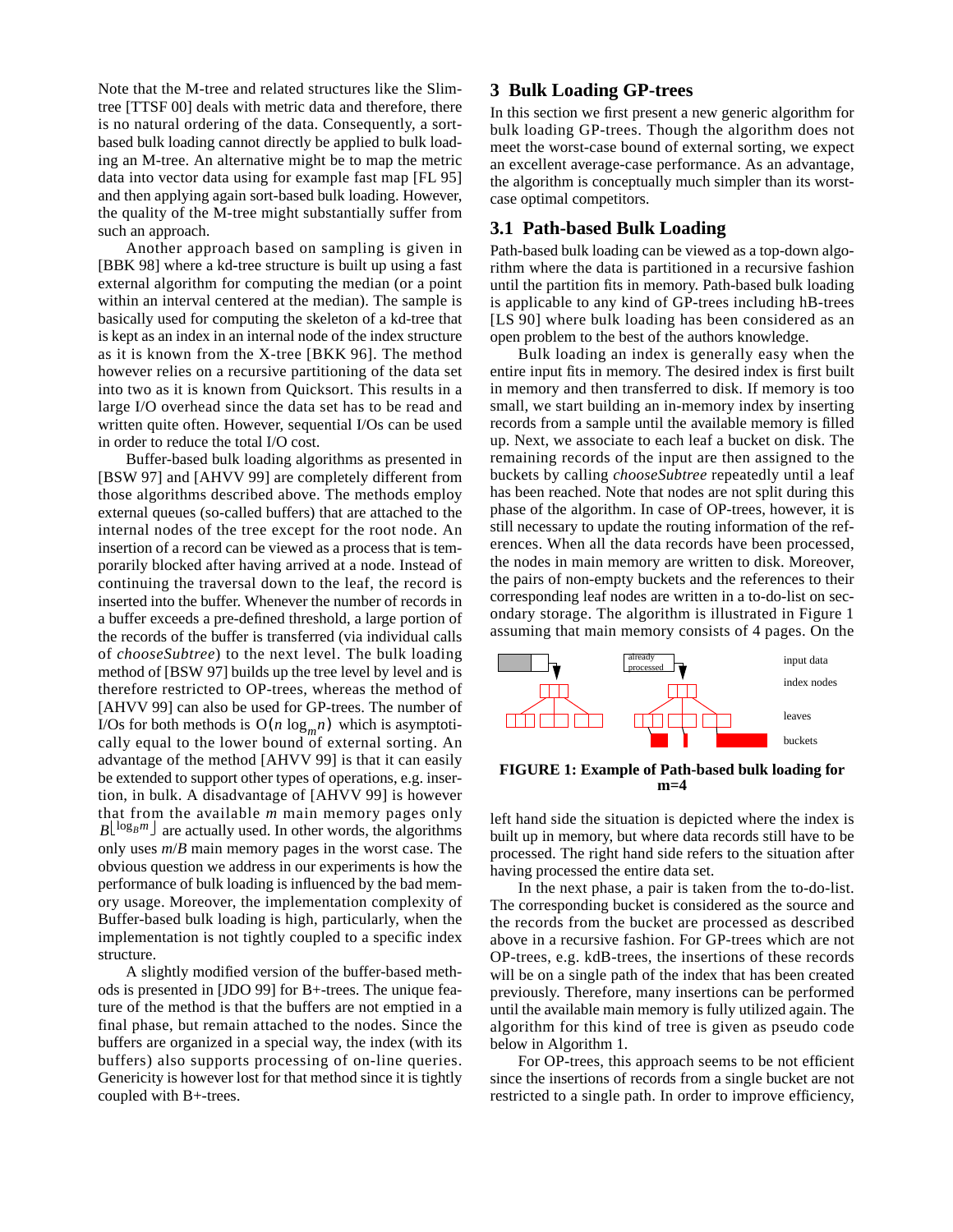Note that the M-tree and related structures like the Slim-tree [TTSF 00] deals with metric data and therefore, there is no natural ordering of the data. Consequently, a sort-based bulk loading cannot directly be applied to bulk loading an M-tree. An alternative might be to map the metric data into vector data using for example fast map [FL 95] and then applying again sort-based bulk loading. However, the quality of the M-tree might substantially suffer from such an approach.

Another approach based on sampling is given in [BBK 98] where a kd-tree structure is built up using a fast external algorithm for computing the median (or a point within an interval centered at the median). The sample is basically used for computing the skeleton of a kd-tree that is kept as an index in an internal node of the index structure as it is known from the X-tree [BKK 96]. The method however relies on a recursive partitioning of the data set into two as it is known from Quicksort. This results in a large I/O overhead since the data set has to be read and written quite often. However, sequential I/Os can be used in order to reduce the total I/O cost.

Buffer-based bulk loading algorithms as presented in [BSW 97] and [AHVV 99] are completely different from those algorithms described above. The methods employ external queues (so-called buffers) that are attached to the internal nodes of the tree except for the root node. An insertion of a record can be viewed as a process that is temporarily blocked after having arrived at a node. Instead of continuing the traversal down to the leaf, the record is inserted into the buffer. Whenever the number of records in a buffer exceeds a pre-defined threshold, a large portion of the records of the buffer is transferred (via individual calls of *chooseSubtree*) to the next level. The bulk loading method of [BSW 97] builds up the tree level by level and is therefore restricted to OP-trees, whereas the method of [AHVV 99] can also be used for GP-trees. The number of I/Os for both methods is $O(n \log_m n)$ which is asymptotically equal to the lower bound of external sorting. An advantage of the method [AHVV 99] is that it can easily be extended to support other types of operations, e.g. insertion, in bulk. A disadvantage of [AHVV 99] is however that from the available $m$ main memory pages only $B^{\lfloor \log_B m \rfloor}$ are actually used. In other words, the algorithms only uses $m/B$ main memory pages in the worst case. The obvious question we address in our experiments is how the performance of bulk loading is influenced by the bad memory usage. Moreover, the implementation complexity of Buffer-based bulk loading is high, particularly, when the implementation is not tightly coupled to a specific index structure.

A slightly modified version of the buffer-based methods is presented in [JDO 99] for B+-trees. The unique feature of the method is that the buffers are not emptied in a final phase, but remain attached to the nodes. Since the buffers are organized in a special way, the index (with its buffers) also supports processing of on-line queries. Genericity is however lost for that method since it is tightly coupled with B+-trees.

## 3 Bulk Loading GP-trees

In this section we first present a new generic algorithm for bulk loading GP-trees. Though the algorithm does not meet the worst-case bound of external sorting, we expect an excellent average-case performance. As an advantage, the algorithm is conceptually much simpler than its worst-case optimal competitors.

### 3.1 Path-based Bulk Loading

Path-based bulk loading can be viewed as a top-down algorithm where the data is partitioned in a recursive fashion until the partition fits in memory. Path-based bulk loading is applicable to any kind of GP-trees including hB-trees [LS 90] where bulk loading has been considered as an open problem to the best of the authors knowledge.

Bulk loading an index is generally easy when the entire input fits in memory. The desired index is first built in memory and then transferred to disk. If memory is too small, we start building an in-memory index by inserting records from a sample until the available memory is filled up. Next, we associate to each leaf a bucket on disk. The remaining records of the input are then assigned to the buckets by calling *chooseSubtree* repeatedly until a leaf has been reached. Note that nodes are not split during this phase of the algorithm. In case of OP-trees, however, it is still necessary to update the routing information of the references. When all the data records have been processed, the nodes in main memory are written to disk. Moreover, the pairs of non-empty buckets and the references to their corresponding leaf nodes are written in a to-do-list on secondary storage. The algorithm is illustrated in Figure 1 assuming that main memory consists of 4 pages. On the left hand side the situation is depicted where the index is built up in memory, but where data records still have to be processed. The right hand side refers to the situation after having processed the entire data set.

already processed

input data

index nodes

leaves

buckets

**FIGURE 1: Example of Path-based bulk loading for m=4**

In the next phase, a pair is taken from the to-do-list. The corresponding bucket is considered as the source and the records from the bucket are processed as described above in a recursive fashion. For GP-trees which are not OP-trees, e.g. kdB-trees, the insertions of these records will be on a single path of the index that has been created previously. Therefore, many insertions can be performed until the available main memory is fully utilized again. The algorithm for this kind of tree is given as pseudo code below in Algorithm 1.

For OP-trees, this approach seems to be not efficient since the insertions of records from a single bucket are not restricted to a single path. In order to improve efficiency,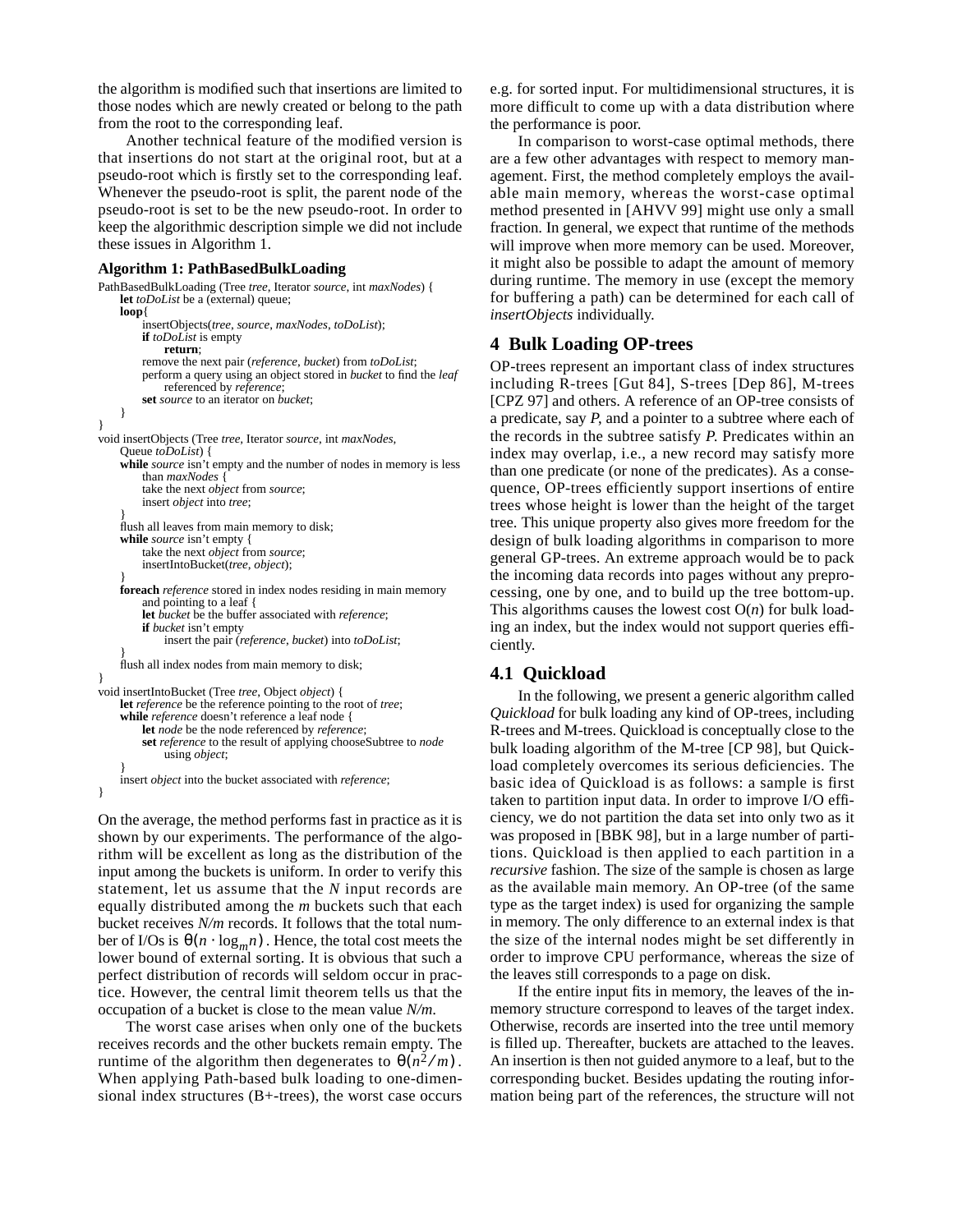the algorithm is modified such that insertions are limited to those nodes which are newly created or belong to the path from the root to the corresponding leaf.

Another technical feature of the modified version is that insertions do not start at the original root, but at a pseudo-root which is firstly set to the corresponding leaf. Whenever the pseudo-root is split, the parent node of the pseudo-root is set to be the new pseudo-root. In order to keep the algorithmic description simple we did not include these issues in Algorithm 1.

**Algorithm 1: PathBasedBulkLoading**

```
PathBasedBulkLoading (Tree tree, Iterator source, int maxNodes) {
    let toDoList be a (external) queue;
    loop{
        insertObjects(tree, source, maxNodes, toDoList);
        if toDoList is empty
            return;
        remove the next pair (reference, bucket) from toDoList;
        perform a query using an object stored in bucket to find the leaf
            referenced by reference;
        set source to an iterator on bucket;
    }
}
void insertObjects (Tree tree, Iterator source, int maxNodes,
    Queue toDoList) {
    while source isn't empty and the number of nodes in memory is less
        than maxNodes {
        take the next object from source;
        insert object into tree;
    }
    flush all leaves from main memory to disk;
    while source isn't empty {
        take the next object from source;
        insertIntoBucket(tree, object);
    }
    foreach reference stored in index nodes residing in main memory
        and pointing to a leaf {
        let bucket be the buffer associated with reference;
        if bucket isn't empty
            insert the pair (reference, bucket) into toDoList;
    }
    flush all index nodes from main memory to disk;
}
void insertIntoBucket (Tree tree, Object object) {
    let reference be the reference pointing to the root of tree;
    while reference doesn't reference a leaf node {
        let node be the node referenced by reference;
        set reference to the result of applying chooseSubtree to node
            using object;
    }
    insert object into the bucket associated with reference;
}
```

On the average, the method performs fast in practice as it is shown by our experiments. The performance of the algorithm will be excellent as long as the distribution of the input among the buckets is uniform. In order to verify this statement, let us assume that the $N$ input records are equally distributed among the $m$ buckets such that each bucket receives $N/m$ records. It follows that the total number of I/Os is $\Theta(n \cdot \log_m n)$. Hence, the total cost meets the lower bound of external sorting. It is obvious that such a perfect distribution of records will seldom occur in practice. However, the central limit theorem tells us that the occupation of a bucket is close to the mean value $N/m$.

The worst case arises when only one of the buckets receives records and the other buckets remain empty. The runtime of the algorithm then degenerates to $\Theta(n^2/m)$. When applying Path-based bulk loading to one-dimensional index structures (B+-trees), the worst case occurs e.g. for sorted input. For multidimensional structures, it is more difficult to come up with a data distribution where the performance is poor.

In comparison to worst-case optimal methods, there are a few other advantages with respect to memory management. First, the method completely employs the available main memory, whereas the worst-case optimal method presented in [AHVV 99] might use only a small fraction. In general, we expect that runtime of the methods will improve when more memory can be used. Moreover, it might also be possible to adapt the amount of memory during runtime. The memory in use (except the memory for buffering a path) can be determined for each call of *insertObjects* individually.

## 4 Bulk Loading OP-trees

OP-trees represent an important class of index structures including R-trees [Gut 84], S-trees [Dep 86], M-trees [CPZ 97] and others. A reference of an OP-tree consists of a predicate, say $P$, and a pointer to a subtree where each of the records in the subtree satisfy $P$. Predicates within an index may overlap, i.e., a new record may satisfy more than one predicate (or none of the predicates). As a consequence, OP-trees efficiently support insertions of entire trees whose height is lower than the height of the target tree. This unique property also gives more freedom for the design of bulk loading algorithms in comparison to more general GP-trees. An extreme approach would be to pack the incoming data records into pages without any preprocessing, one by one, and to build up the tree bottom-up. This algorithms causes the lowest cost $O(n)$ for bulk loading an index, but the index would not support queries efficiently.

### 4.1 Quickload

In the following, we present a generic algorithm called *Quickload* for bulk loading any kind of OP-trees, including R-trees and M-trees. Quickload is conceptually close to the bulk loading algorithm of the M-tree [CP 98], but Quickload completely overcomes its serious deficiencies. The basic idea of Quickload is as follows: a sample is first taken to partition input data. In order to improve I/O efficiency, we do not partition the data set into only two as it was proposed in [BBK 98], but in a large number of partitions. Quickload is then applied to each partition in a *recursive* fashion. The size of the sample is chosen as large as the available main memory. An OP-tree (of the same type as the target index) is used for organizing the sample in memory. The only difference to an external index is that the size of the internal nodes might be set differently in order to improve CPU performance, whereas the size of the leaves still corresponds to a page on disk.

If the entire input fits in memory, the leaves of the in-memory structure correspond to leaves of the target index. Otherwise, records are inserted into the tree until memory is filled up. Thereafter, buckets are attached to the leaves. An insertion is then not guided anymore to a leaf, but to the corresponding bucket. Besides updating the routing information being part of the references, the structure will not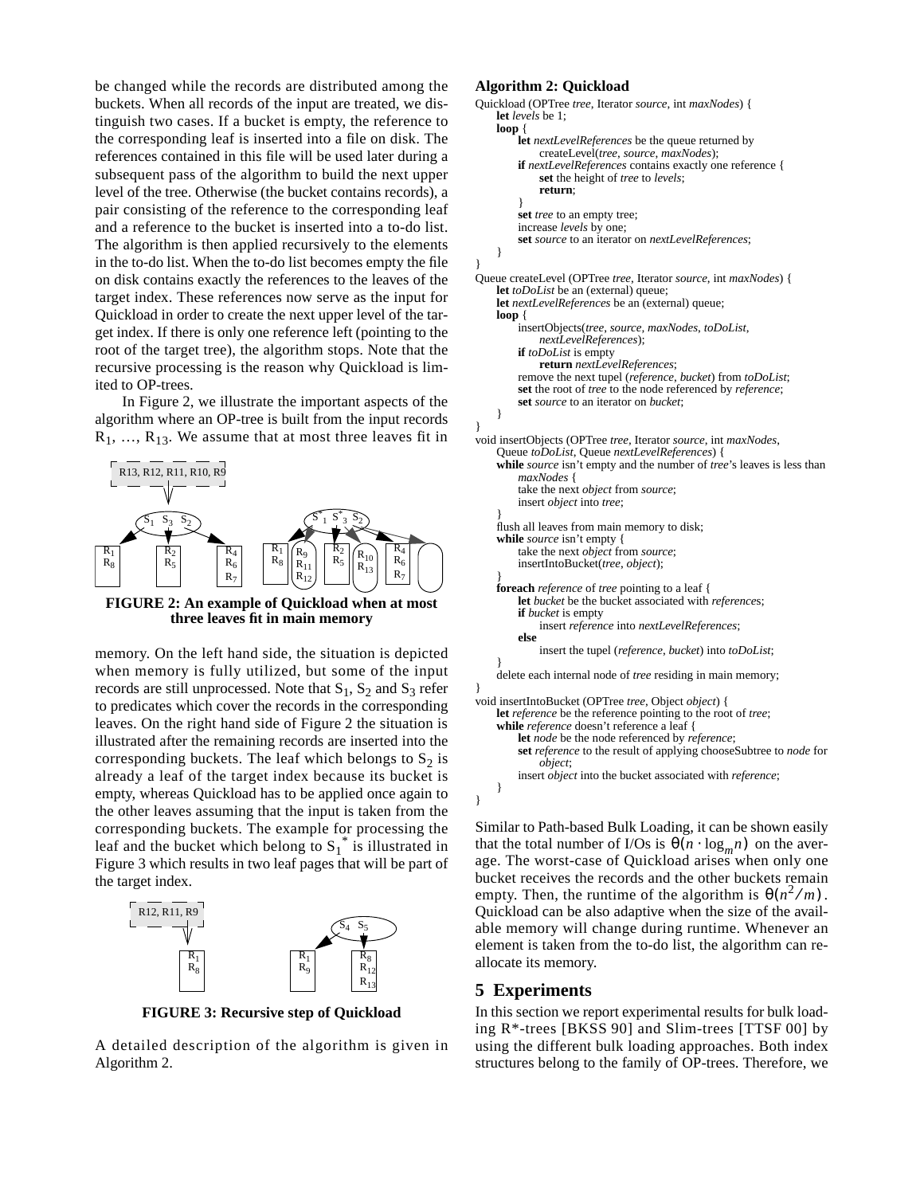be changed while the records are distributed among the buckets. When all records of the input are treated, we distinguish two cases. If a bucket is empty, the reference to the corresponding leaf is inserted into a file on disk. The references contained in this file will be used later during a subsequent pass of the algorithm to build the next upper level of the tree. Otherwise (the bucket contains records), a pair consisting of the reference to the corresponding leaf and a reference to the bucket is inserted into a to-do list. The algorithm is then applied recursively to the elements in the to-do list. When the to-do list becomes empty the file on disk contains exactly the references to the leaves of the target index. These references now serve as the input for Quickload in order to create the next upper level of the target index. If there is only one reference left (pointing to the root of the target tree), the algorithm stops. Note that the recursive processing is the reason why Quickload is limited to OP-trees.

In Figure 2, we illustrate the important aspects of the algorithm where an OP-tree is built from the input records $R_1$, …, $R_{13}$. We assume that at most three leaves fit in memory. On the left hand side, the situation is depicted when memory is fully utilized, but some of the input records are still unprocessed. Note that $S_1$, $S_2$ and $S_3$ refer to predicates which cover the records in the corresponding leaves. On the right hand side of Figure 2 the situation is illustrated after the remaining records are inserted into the corresponding buckets. The leaf which belongs to $S_2$ is already a leaf of the target index because its bucket is empty, whereas Quickload has to be applied once again to the other leaves assuming that the input is taken from the corresponding buckets. The example for processing the leaf and the bucket which belong to $S_1^*$ is illustrated in Figure 3 which results in two leaf pages that will be part of the target index.

**FIGURE 2: An example of Quickload when at most three leaves fit in main memory**

**FIGURE 3: Recursive step of Quickload**

A detailed description of the algorithm is given in Algorithm 2.

**Algorithm 2: Quickload**

```
Quickload (OPTree tree, Iterator source, int maxNodes) {
    let levels be 1;
    loop {
        let nextLevelReferences be the queue returned by
            createLevel(tree, source, maxNodes);
        if nextLevelReferences contains exactly one reference {
            set the height of tree to levels;
            return;
        }
        set tree to an empty tree;
        increase levels by one;
        set source to an iterator on nextLevelReferences;
    }
}
Queue createLevel (OPTree tree, Iterator source, int maxNodes) {
    let toDoList be an (external) queue;
    let nextLevelReferences be an (external) queue;
    loop {
        insertObjects(tree, source, maxNodes, toDoList,
            nextLevelReferences);
        if toDoList is empty
            return nextLevelReferences;
        remove the next tupel (reference, bucket) from toDoList;
        set the root of tree to the node referenced by reference;
        set source to an iterator on bucket;
    }
}
void insertObjects (OPTree tree, Iterator source, int maxNodes,
    Queue toDoList, Queue nextLevelReferences) {
    while source isn't empty and the number of tree's leaves is less than
        maxNodes {
        take the next object from source;
        insert object into tree;
    }
    flush all leaves from main memory to disk;
    while source isn't empty {
        take the next object from source;
        insertIntoBucket(tree, object);
    }
    foreach reference of tree pointing to a leaf {
        let bucket be the bucket associated with references;
        if bucket is empty
            insert reference into nextLevelReferences;
        else
            insert the tupel (reference, bucket) into toDoList;
    }
    delete each internal node of tree residing in main memory;
}
void insertIntoBucket (OPTree tree, Object object) {
    let reference be the reference pointing to the root of tree;
    while reference doesn't reference a leaf {
        let node be the node referenced by reference;
        set reference to the result of applying chooseSubtree to node for
            object;
        insert object into the bucket associated with reference;
    }
}
```

Similar to Path-based Bulk Loading, it can be shown easily that the total number of I/Os is $\Theta(n \cdot \log_m n)$ on the average. The worst-case of Quickload arises when only one bucket receives the records and the other buckets remain empty. Then, the runtime of the algorithm is $\Theta(n^2/m)$. Quickload can be also adaptive when the size of the available memory will change during runtime. Whenever an element is taken from the to-do list, the algorithm can reallocate its memory.

## 5 Experiments

In this section we report experimental results for bulk loading R*-trees [BKSS 90] and Slim-trees [TTSF 00] by using the different bulk loading approaches. Both index structures belong to the family of OP-trees. Therefore, we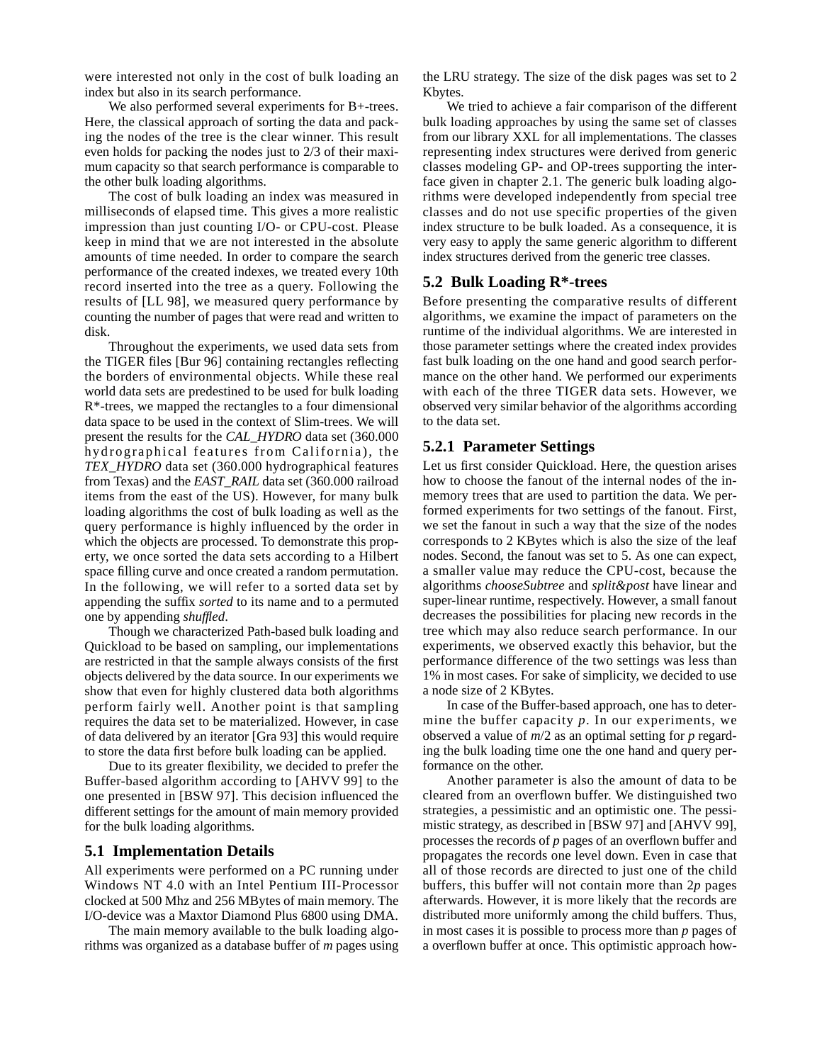were interested not only in the cost of bulk loading an index but also in its search performance.

We also performed several experiments for B+-trees. Here, the classical approach of sorting the data and packing the nodes of the tree is the clear winner. This result even holds for packing the nodes just to 2/3 of their maximum capacity so that search performance is comparable to the other bulk loading algorithms.

The cost of bulk loading an index was measured in milliseconds of elapsed time. This gives a more realistic impression than just counting I/O- or CPU-cost. Please keep in mind that we are not interested in the absolute amounts of time needed. In order to compare the search performance of the created indexes, we treated every 10th record inserted into the tree as a query. Following the results of [LL 98], we measured query performance by counting the number of pages that were read and written to disk.

Throughout the experiments, we used data sets from the TIGER files [Bur 96] containing rectangles reflecting the borders of environmental objects. While these real world data sets are predestined to be used for bulk loading R*-trees, we mapped the rectangles to a four dimensional data space to be used in the context of Slim-trees. We will present the results for the *CAL_HYDRO* data set (360.000 hydrographical features from California), the *TEX_HYDRO* data set (360.000 hydrographical features from Texas) and the *EAST_RAIL* data set (360.000 railroad items from the east of the US). However, for many bulk loading algorithms the cost of bulk loading as well as the query performance is highly influenced by the order in which the objects are processed. To demonstrate this property, we once sorted the data sets according to a Hilbert space filling curve and once created a random permutation. In the following, we will refer to a sorted data set by appending the suffix *sorted* to its name and to a permuted one by appending *shuffled*.

Though we characterized Path-based bulk loading and Quickload to be based on sampling, our implementations are restricted in that the sample always consists of the first objects delivered by the data source. In our experiments we show that even for highly clustered data both algorithms perform fairly well. Another point is that sampling requires the data set to be materialized. However, in case of data delivered by an iterator [Gra 93] this would require to store the data first before bulk loading can be applied.

Due to its greater flexibility, we decided to prefer the Buffer-based algorithm according to [AHVV 99] to the one presented in [BSW 97]. This decision influenced the different settings for the amount of main memory provided for the bulk loading algorithms.

## 5.1 Implementation Details

All experiments were performed on a PC running under Windows NT 4.0 with an Intel Pentium III-Processor clocked at 500 Mhz and 256 MBytes of main memory. The I/O-device was a Maxtor Diamond Plus 6800 using DMA.

The main memory available to the bulk loading algorithms was organized as a database buffer of $m$ pages using the LRU strategy. The size of the disk pages was set to 2 Kbytes.

We tried to achieve a fair comparison of the different bulk loading approaches by using the same set of classes from our library XXL for all implementations. The classes representing index structures were derived from generic classes modeling GP- and OP-trees supporting the interface given in chapter 2.1. The generic bulk loading algorithms were developed independently from special tree classes and do not use specific properties of the given index structure to be bulk loaded. As a consequence, it is very easy to apply the same generic algorithm to different index structures derived from the generic tree classes.

## 5.2 Bulk Loading R*-trees

Before presenting the comparative results of different algorithms, we examine the impact of parameters on the runtime of the individual algorithms. We are interested in those parameter settings where the created index provides fast bulk loading on the one hand and good search performance on the other hand. We performed our experiments with each of the three TIGER data sets. However, we observed very similar behavior of the algorithms according to the data set.

### 5.2.1 Parameter Settings

Let us first consider Quickload. Here, the question arises how to choose the fanout of the internal nodes of the in-memory trees that are used to partition the data. We performed experiments for two settings of the fanout. First, we set the fanout in such a way that the size of the nodes corresponds to 2 KBytes which is also the size of the leaf nodes. Second, the fanout was set to 5. As one can expect, a smaller value may reduce the CPU-cost, because the algorithms *chooseSubtree* and *split&post* have linear and super-linear runtime, respectively. However, a small fanout decreases the possibilities for placing new records in the tree which may also reduce search performance. In our experiments, we observed exactly this behavior, but the performance difference of the two settings was less than 1% in most cases. For sake of simplicity, we decided to use a node size of 2 KBytes.

In case of the Buffer-based approach, one has to determine the buffer capacity $p$. In our experiments, we observed a value of $m/2$ as an optimal setting for $p$ regarding the bulk loading time one the one hand and query performance on the other.

Another parameter is also the amount of data to be cleared from an overflown buffer. We distinguished two strategies, a pessimistic and an optimistic one. The pessimistic strategy, as described in [BSW 97] and [AHVV 99], processes the records of $p$ pages of an overflown buffer and propagates the records one level down. Even in case that all of those records are directed to just one of the child buffers, this buffer will not contain more than $2p$ pages afterwards. However, it is more likely that the records are distributed more uniformly among the child buffers. Thus, in most cases it is possible to process more than $p$ pages of a overflown buffer at once. This optimistic approach how-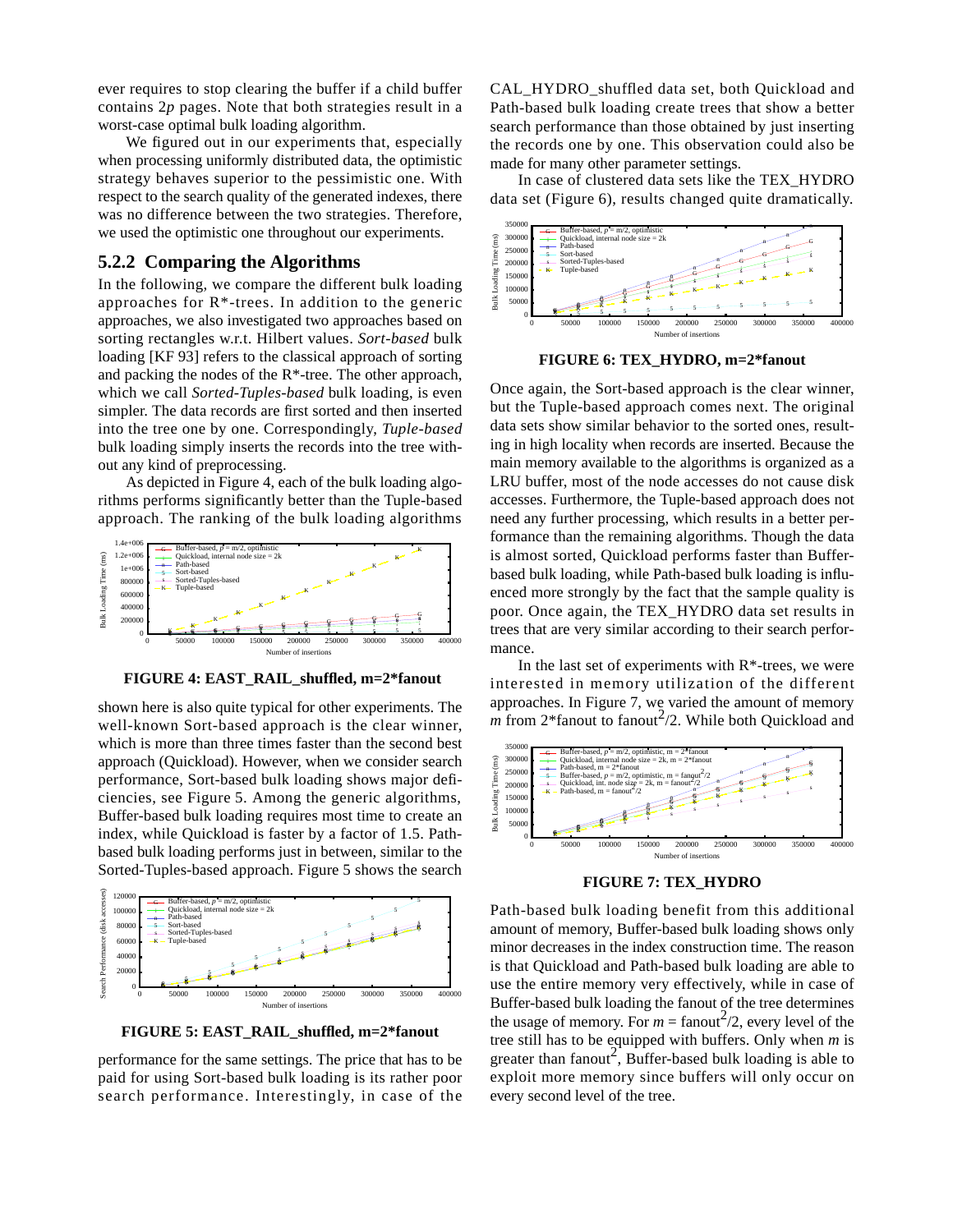ever requires to stop clearing the buffer if a child buffer contains 2$p$ pages. Note that both strategies result in a worst-case optimal bulk loading algorithm.

We figured out in our experiments that, especially when processing uniformly distributed data, the optimistic strategy behaves superior to the pessimistic one. With respect to the search quality of the generated indexes, there was no difference between the two strategies. Therefore, we used the optimistic one throughout our experiments.

### 5.2.2 Comparing the Algorithms

In the following, we compare the different bulk loading approaches for R*-trees. In addition to the generic approaches, we also investigated two approaches based on sorting rectangles w.r.t. Hilbert values. *Sort-based* bulk loading [KF 93] refers to the classical approach of sorting and packing the nodes of the R*-tree. The other approach, which we call *Sorted-Tuples-based* bulk loading, is even simpler. The data records are first sorted and then inserted into the tree one by one. Correspondingly, *Tuple-based* bulk loading simply inserts the records into the tree without any kind of preprocessing.

As depicted in Figure 4, each of the bulk loading algorithms performs significantly better than the Tuple-based approach. The ranking of the bulk loading algorithms

**FIGURE 4: EAST_RAIL_shuffled, m=2*fanout**

shown here is also quite typical for other experiments. The well-known Sort-based approach is the clear winner, which is more than three times faster than the second best approach (Quickload). However, when we consider search performance, Sort-based bulk loading shows major deficiencies, see Figure 5. Among the generic algorithms, Buffer-based bulk loading requires most time to create an index, while Quickload is faster by a factor of 1.5. Path-based bulk loading performs just in between, similar to the Sorted-Tuples-based approach. Figure 5 shows the search

**FIGURE 5: EAST_RAIL_shuffled, m=2*fanout**

performance for the same settings. The price that has to be paid for using Sort-based bulk loading is its rather poor search performance. Interestingly, in case of the CAL_HYDRO_shuffled data set, both Quickload and Path-based bulk loading create trees that show a better search performance than those obtained by just inserting the records one by one. This observation could also be made for many other parameter settings.

In case of clustered data sets like the TEX_HYDRO data set (Figure 6), results changed quite dramatically.

**FIGURE 6: TEX_HYDRO, m=2*fanout**

Once again, the Sort-based approach is the clear winner, but the Tuple-based approach comes next. The original data sets show similar behavior to the sorted ones, resulting in high locality when records are inserted. Because the main memory available to the algorithms is organized as a LRU buffer, most of the node accesses do not cause disk accesses. Furthermore, the Tuple-based approach does not need any further processing, which results in a better performance than the remaining algorithms. Though the data is almost sorted, Quickload performs faster than Buffer-based bulk loading, while Path-based bulk loading is influenced more strongly by the fact that the sample quality is poor. Once again, the TEX_HYDRO data set results in trees that are very similar according to their search performance.

In the last set of experiments with R*-trees, we were interested in memory utilization of the different approaches. In Figure 7, we varied the amount of memory $m$ from 2*fanout to fanout$^2$/2. While both Quickload and

**FIGURE 7: TEX_HYDRO**

Path-based bulk loading benefit from this additional amount of memory, Buffer-based bulk loading shows only minor decreases in the index construction time. The reason is that Quickload and Path-based bulk loading are able to use the entire memory very effectively, while in case of Buffer-based bulk loading the fanout of the tree determines the usage of memory. For $m$ = fanout$^2$/2, every level of the tree still has to be equipped with buffers. Only when $m$ is greater than fanout$^2$, Buffer-based bulk loading is able to exploit more memory since buffers will only occur on every second level of the tree.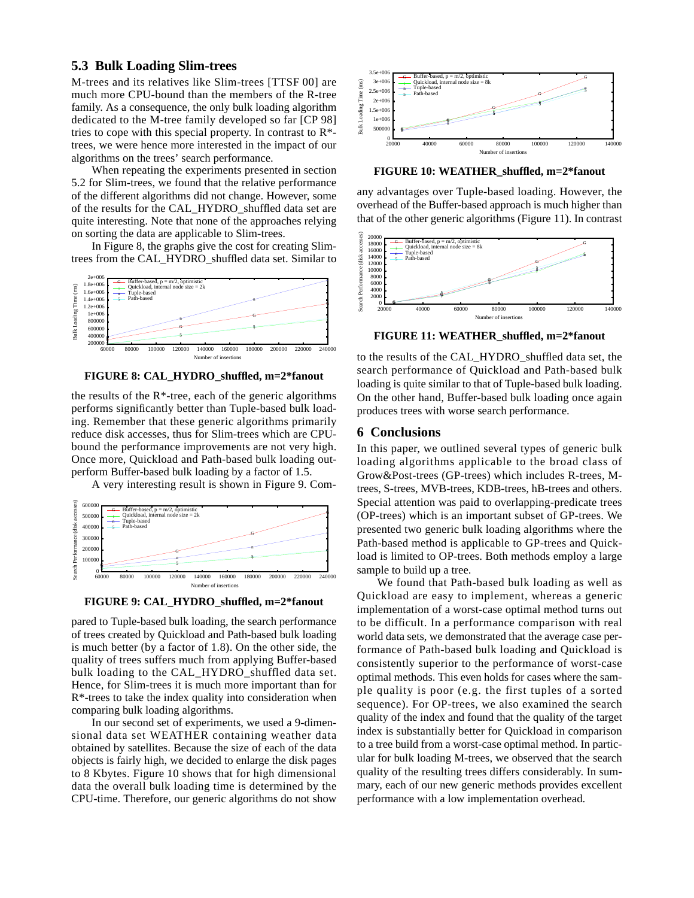## 5.3 Bulk Loading Slim-trees

M-trees and its relatives like Slim-trees [TTSF 00] are much more CPU-bound than the members of the R-tree family. As a consequence, the only bulk loading algorithm dedicated to the M-tree family developed so far [CP 98] tries to cope with this special property. In contrast to R*-trees, we were hence more interested in the impact of our algorithms on the trees' search performance.

When repeating the experiments presented in section 5.2 for Slim-trees, we found that the relative performance of the different algorithms did not change. However, some of the results for the CAL_HYDRO_shuffled data set are quite interesting. Note that none of the approaches relying on sorting the data are applicable to Slim-trees.

In Figure 8, the graphs give the cost for creating Slim-trees from the CAL_HYDRO_shuffled data set. Similar to the results of the R*-tree, each of the generic algorithms performs significantly better than Tuple-based bulk loading. Remember that these generic algorithms primarily reduce disk accesses, thus for Slim-trees which are CPU-bound the performance improvements are not very high. Once more, Quickload and Path-based bulk loading outperform Buffer-based bulk loading by a factor of 1.5.

**FIGURE 8: CAL_HYDRO_shuffled, m=2*fanout**

A very interesting result is shown in Figure 9. Compared to Tuple-based bulk loading, the search performance of trees created by Quickload and Path-based bulk loading is much better (by a factor of 1.8). On the other side, the quality of trees suffers much from applying Buffer-based bulk loading to the CAL_HYDRO_shuffled data set. Hence, for Slim-trees it is much more important than for R*-trees to take the index quality into consideration when comparing bulk loading algorithms.

**FIGURE 9: CAL_HYDRO_shuffled, m=2*fanout**

In our second set of experiments, we used a 9-dimensional data set WEATHER containing weather data obtained by satellites. Because the size of each of the data objects is fairly high, we decided to enlarge the disk pages to 8 Kbytes. Figure 10 shows that for high dimensional data the overall bulk loading time is determined by the CPU-time. Therefore, our generic algorithms do not show any advantages over Tuple-based loading. However, the overhead of the Buffer-based approach is much higher than that of the other generic algorithms (Figure 11). In contrast to the results of the CAL_HYDRO_shuffled data set, the search performance of Quickload and Path-based bulk loading is quite similar to that of Tuple-based bulk loading. On the other hand, Buffer-based bulk loading once again produces trees with worse search performance.

**FIGURE 10: WEATHER_shuffled, m=2*fanout**

**FIGURE 11: WEATHER_shuffled, m=2*fanout**

## 6 Conclusions

In this paper, we outlined several types of generic bulk loading algorithms applicable to the broad class of Grow&Post-trees (GP-trees) which includes R-trees, M-trees, S-trees, MVB-trees, KDB-trees, hB-trees and others. Special attention was paid to overlapping-predicate trees (OP-trees) which is an important subset of GP-trees. We presented two generic bulk loading algorithms where the Path-based method is applicable to GP-trees and Quickload is limited to OP-trees. Both methods employ a large sample to build up a tree.

We found that Path-based bulk loading as well as Quickload are easy to implement, whereas a generic implementation of a worst-case optimal method turns out to be difficult. In a performance comparison with real world data sets, we demonstrated that the average case performance of Path-based bulk loading and Quickload is consistently superior to the performance of worst-case optimal methods. This even holds for cases where the sample quality is poor (e.g. the first tuples of a sorted sequence). For OP-trees, we also examined the search quality of the index and found that the quality of the target index is substantially better for Quickload in comparison to a tree build from a worst-case optimal method. In particular for bulk loading M-trees, we observed that the search quality of the resulting trees differs considerably. In summary, each of our new generic methods provides excellent performance with a low implementation overhead.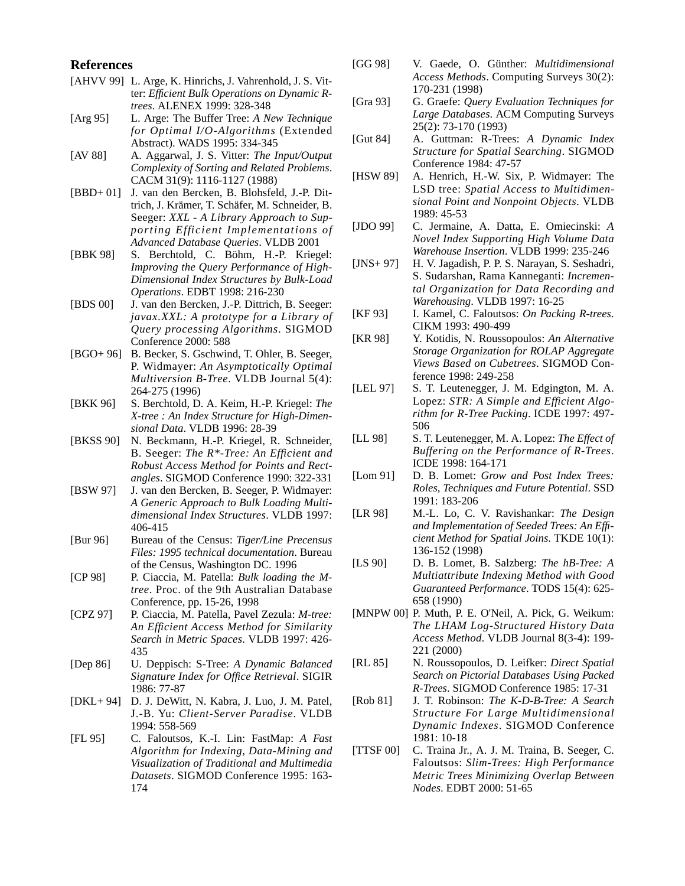## References

[AHVV 99] L. Arge, K. Hinrichs, J. Vahrenhold, J. S. Vitter: *Efficient Bulk Operations on Dynamic R-trees*. ALENEX 1999: 328-348

[Arg 95] L. Arge: The Buffer Tree: *A New Technique for Optimal I/O-Algorithms* (Extended Abstract). WADS 1995: 334-345

[AV 88] A. Aggarwal, J. S. Vitter: *The Input/Output Complexity of Sorting and Related Problems*. CACM 31(9): 1116-1127 (1988)

[BBD+ 01] J. van den Bercken, B. Blohsfeld, J.-P. Dittrich, J. Krämer, T. Schäfer, M. Schneider, B. Seeger: *XXL - A Library Approach to Supporting Efficient Implementations of Advanced Database Queries*. VLDB 2001

[BBK 98] S. Berchtold, C. Böhm, H.-P. Kriegel: *Improving the Query Performance of High-Dimensional Index Structures by Bulk-Load Operations*. EDBT 1998: 216-230

[BDS 00] J. van den Bercken, J.-P. Dittrich, B. Seeger: *javax.XXL: A prototype for a Library of Query processing Algorithms*. SIGMOD Conference 2000: 588

[BGO+ 96] B. Becker, S. Gschwind, T. Ohler, B. Seeger, P. Widmayer: *An Asymptotically Optimal Multiversion B-Tree*. VLDB Journal 5(4): 264-275 (1996)

[BKK 96] S. Berchtold, D. A. Keim, H.-P. Kriegel: *The X-tree : An Index Structure for High-Dimensional Data*. VLDB 1996: 28-39

[BKSS 90] N. Beckmann, H.-P. Kriegel, R. Schneider, B. Seeger: *The R*-Tree: An Efficient and Robust Access Method for Points and Rectangles*. SIGMOD Conference 1990: 322-331

[BSW 97] J. van den Bercken, B. Seeger, P. Widmayer: *A Generic Approach to Bulk Loading Multidimensional Index Structures*. VLDB 1997: 406-415

[Bur 96] Bureau of the Census: *Tiger/Line Precensus Files: 1995 technical documentation*. Bureau of the Census, Washington DC. 1996

[CP 98] P. Ciaccia, M. Patella: *Bulk loading the M-tree*. Proc. of the 9th Australian Database Conference, pp. 15-26, 1998

[CPZ 97] P. Ciaccia, M. Patella, Pavel Zezula: *M-tree: An Efficient Access Method for Similarity Search in Metric Spaces*. VLDB 1997: 426-435

[Dep 86] U. Deppisch: S-Tree: *A Dynamic Balanced Signature Index for Office Retrieval*. SIGIR 1986: 77-87

[DKL+ 94] D. J. DeWitt, N. Kabra, J. Luo, J. M. Patel, J.-B. Yu: *Client-Server Paradise*. VLDB 1994: 558-569

[FL 95] C. Faloutsos, K.-I. Lin: FastMap: *A Fast Algorithm for Indexing, Data-Mining and Visualization of Traditional and Multimedia Datasets*. SIGMOD Conference 1995: 163-174

[GG 98] V. Gaede, O. Günther: *Multidimensional Access Methods*. Computing Surveys 30(2): 170-231 (1998)

[Gra 93] G. Graefe: *Query Evaluation Techniques for Large Databases*. ACM Computing Surveys 25(2): 73-170 (1993)

[Gut 84] A. Guttman: R-Trees: *A Dynamic Index Structure for Spatial Searching*. SIGMOD Conference 1984: 47-57

[HSW 89] A. Henrich, H.-W. Six, P. Widmayer: The LSD tree: *Spatial Access to Multidimensional Point and Nonpoint Objects*. VLDB 1989: 45-53

[JDO 99] C. Jermaine, A. Datta, E. Omiecinski: *A Novel Index Supporting High Volume Data Warehouse Insertion*. VLDB 1999: 235-246

[JNS+ 97] H. V. Jagadish, P. P. S. Narayan, S. Seshadri, S. Sudarshan, Rama Kanneganti: *Incremental Organization for Data Recording and Warehousing*. VLDB 1997: 16-25

[KF 93] I. Kamel, C. Faloutsos: *On Packing R-trees*. CIKM 1993: 490-499

[KR 98] Y. Kotidis, N. Roussopoulos: *An Alternative Storage Organization for ROLAP Aggregate Views Based on Cubetrees*. SIGMOD Conference 1998: 249-258

[LEL 97] S. T. Leutenegger, J. M. Edgington, M. A. Lopez: *STR: A Simple and Efficient Algorithm for R-Tree Packing*. ICDE 1997: 497-506

[LL 98] S. T. Leutenegger, M. A. Lopez: *The Effect of Buffering on the Performance of R-Trees*. ICDE 1998: 164-171

[Lom 91] D. B. Lomet: *Grow and Post Index Trees: Roles, Techniques and Future Potential*. SSD 1991: 183-206

[LR 98] M.-L. Lo, C. V. Ravishankar: *The Design and Implementation of Seeded Trees: An Efficient Method for Spatial Joins*. TKDE 10(1): 136-152 (1998)

[LS 90] D. B. Lomet, B. Salzberg: *The hB-Tree: A Multiattribute Indexing Method with Good Guaranteed Performance*. TODS 15(4): 625-658 (1990)

[MNPW 00] P. Muth, P. E. O'Neil, A. Pick, G. Weikum: *The LHAM Log-Structured History Data Access Method*. VLDB Journal 8(3-4): 199-221 (2000)

[RL 85] N. Roussopoulos, D. Leifker: *Direct Spatial Search on Pictorial Databases Using Packed R-Trees*. SIGMOD Conference 1985: 17-31

[Rob 81] J. T. Robinson: *The K-D-B-Tree: A Search Structure For Large Multidimensional Dynamic Indexes*. SIGMOD Conference 1981: 10-18

[TTSF 00] C. Traina Jr., A. J. M. Traina, B. Seeger, C. Faloutsos: *Slim-Trees: High Performance Metric Trees Minimizing Overlap Between Nodes*. EDBT 2000: 51-65